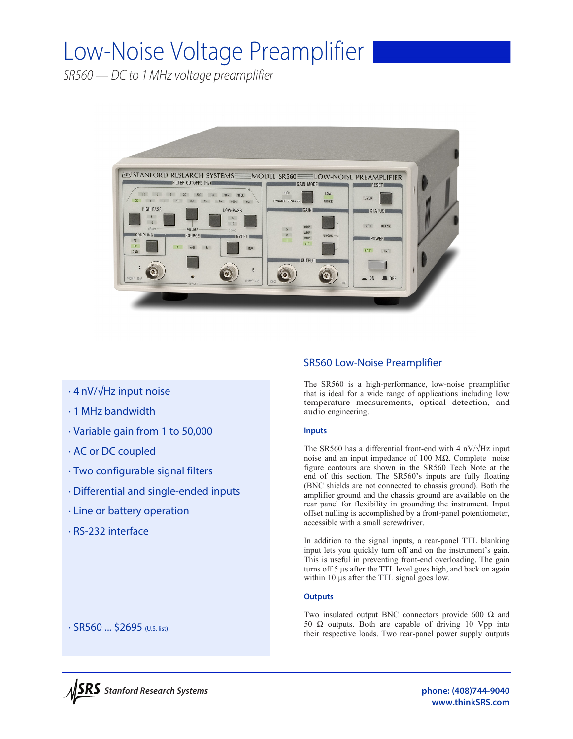# Low-Noise Voltage Preamplifier

*SR560 — DC to 1 MHz voltage preamplifier*

- 4 nV/√Hz input noise
- 1 MHz bandwidth
- Variable gain from 1 to 50,000
- AC or DC coupled
- Two configurable signal filters
- Differential and single-ended inputs
- Line or battery operation
- RS-232 interface

- SR560 ... $2695 (U.S. list)

## SR560 Low-Noise Preamplifier

The SR560 is a high-performance, low-noise preamplifier that is ideal for a wide range of applications including low temperature measurements, optical detection, and audio engineering.

### Inputs

The SR560 has a differential front-end with 4 nV/√Hz input noise and an input impedance of 100 MΩ. Complete noise figure contours are shown in the SR560 Tech Note at the end of this section. The SR560's inputs are fully floating (BNC shields are not connected to chassis ground). Both the amplifier ground and the chassis ground are available on the rear panel for flexibility in grounding the instrument. Input offset nulling is accomplished by a front-panel potentiometer, accessible with a small screwdriver.

In addition to the signal inputs, a rear-panel TTL blanking input lets you quickly turn off and on the instrument's gain. This is useful in preventing front-end overloading. The gain turns off 5 µs after the TTL level goes high, and back on again within 10 µs after the TTL signal goes low.

### Outputs

Two insulated output BNC connectors provide 600 Ω and 50 Ω outputs. Both are capable of driving 10 Vpp into their respective loads. Two rear-panel power supply outputs

Stanford Research Systems

phone: (408)744-9040
www.thinkSRS.com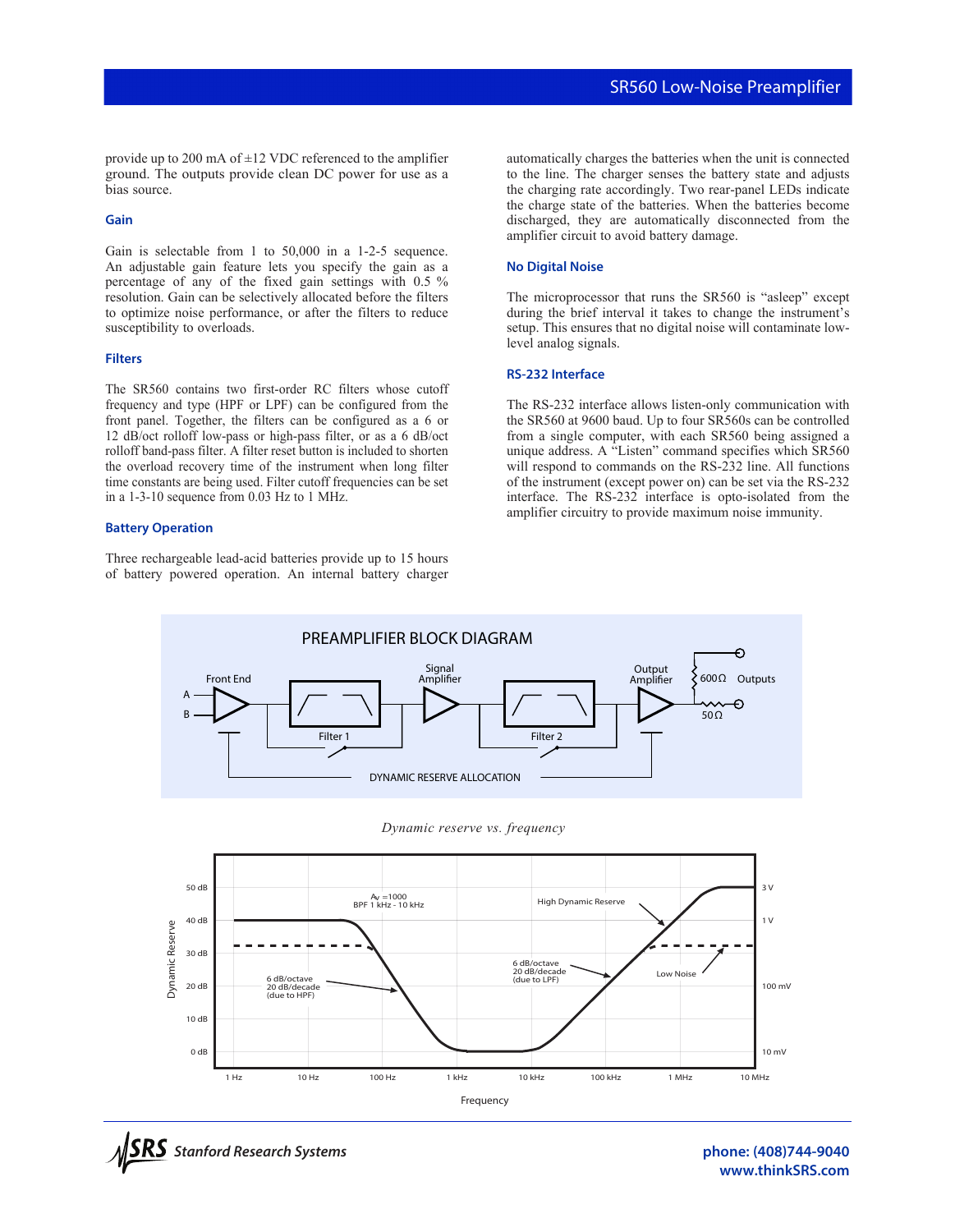provide up to 200 mA of ±12 VDC referenced to the amplifier ground. The outputs provide clean DC power for use as a bias source.

### Gain

Gain is selectable from 1 to 50,000 in a 1-2-5 sequence. An adjustable gain feature lets you specify the gain as a percentage of any of the fixed gain settings with 0.5 % resolution. Gain can be selectively allocated before the filters to optimize noise performance, or after the filters to reduce susceptibility to overloads.

### Filters

The SR560 contains two first-order RC filters whose cutoff frequency and type (HPF or LPF) can be configured from the front panel. Together, the filters can be configured as a 6 or 12 dB/oct rolloff low-pass or high-pass filter, or as a 6 dB/oct rolloff band-pass filter. A filter reset button is included to shorten the overload recovery time of the instrument when long filter time constants are being used. Filter cutoff frequencies can be set in a 1-3-10 sequence from 0.03 Hz to 1 MHz.

### Battery Operation

Three rechargeable lead-acid batteries provide up to 15 hours of battery powered operation. An internal battery charger automatically charges the batteries when the unit is connected to the line. The charger senses the battery state and adjusts the charging rate accordingly. Two rear-panel LEDs indicate the charge state of the batteries. When the batteries become discharged, they are automatically disconnected from the amplifier circuit to avoid battery damage.

### No Digital Noise

The microprocessor that runs the SR560 is "asleep" except during the brief interval it takes to change the instrument's setup. This ensures that no digital noise will contaminate low-level analog signals.

### RS-232 Interface

The RS-232 interface allows listen-only communication with the SR560 at 9600 baud. Up to four SR560s can be controlled from a single computer, with each SR560 being assigned a unique address. A "Listen" command specifies which SR560 will respond to commands on the RS-232 line. All functions of the instrument (except power on) can be set via the RS-232 interface. The RS-232 interface is opto-isolated from the amplifier circuitry to provide maximum noise immunity.

PREAMPLIFIER BLOCK DIAGRAM

*Dynamic reserve vs. frequency*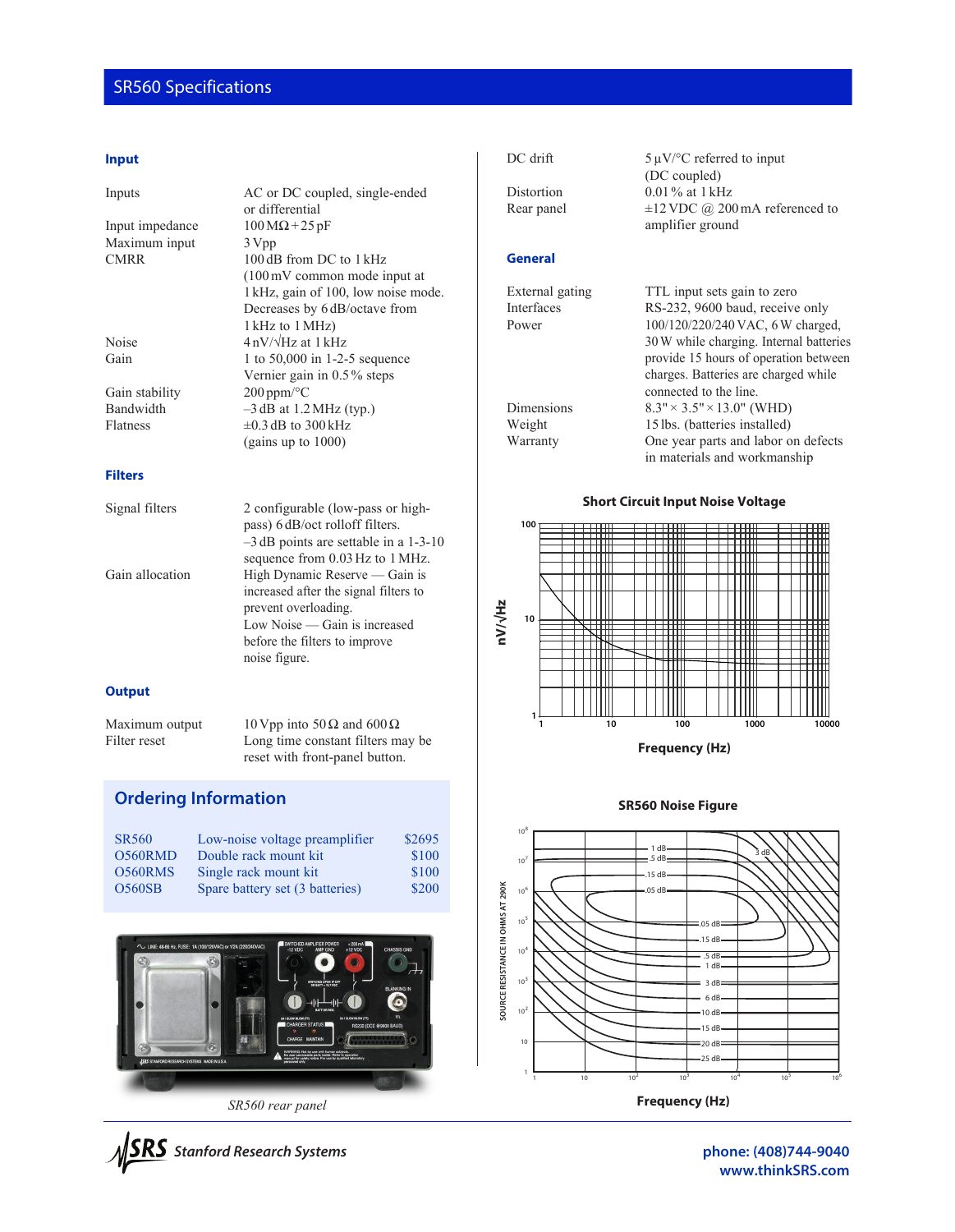# SR560 Specifications

### Input

| | |
|---|---|
| Inputs | AC or DC coupled, single-ended or differential |
| Input impedance | 100 MΩ + 25 pF |
| Maximum input | 3 Vpp |
| CMRR | 100 dB from DC to 1 kHz (100 mV common mode input at 1 kHz, gain of 100, low noise mode. Decreases by 6 dB/octave from 1 kHz to 1 MHz) |
| Noise | 4 nV/√Hz at 1 kHz |
| Gain | 1 to 50,000 in 1-2-5 sequence Vernier gain in 0.5 % steps |
| Gain stability | 200 ppm/°C |
| Bandwidth | –3 dB at 1.2 MHz (typ.) |
| Flatness | ±0.3 dB to 300 kHz (gains up to 1000) |

### Filters

| | |
|---|---|
| Signal filters | 2 configurable (low-pass or high-pass) 6 dB/oct rolloff filters. –3 dB points are settable in a 1-3-10 sequence from 0.03 Hz to 1 MHz. |
| Gain allocation | High Dynamic Reserve — Gain is increased after the signal filters to prevent overloading. Low Noise — Gain is increased before the filters to improve noise figure. |

### Output

| | |
|---|---|
| Maximum output | 10 Vpp into 50 Ω and 600 Ω |
| Filter reset | Long time constant filters may be reset with front-panel button. |
| DC drift | 5 µV/°C referred to input (DC coupled) |
| Distortion | 0.01 % at 1 kHz |
| Rear panel | ±12 VDC @ 200 mA referenced to amplifier ground |

### General

| | |
|---|---|
| External gating | TTL input sets gain to zero |
| Interfaces | RS-232, 9600 baud, receive only |
| Power | 100/120/220/240 VAC, 6 W charged, 30 W while charging. Internal batteries provide 15 hours of operation between charges. Batteries are charged while connected to the line. |
| Dimensions | 8.3" × 3.5" × 13.0" (WHD) |
| Weight | 15 lbs. (batteries installed) |
| Warranty | One year parts and labor on defects in materials and workmanship |

## Ordering Information

| | | |
|---|---|---|
| SR560 | Low-noise voltage preamplifier | $2695 |
| O560RMD | Double rack mount kit | $100 |
| O560RMS | Single rack mount kit | $100 |
| O560SB | Spare battery set (3 batteries) | $200 |

*SR560 rear panel*

**Short Circuit Input Noise Voltage**

nV/√Hz
100
10
1
1
10
100
1000
10000
Frequency (Hz)

**SR560 Noise Figure**

SOURCE RESISTANCE IN OHMS AT 290K
1 dB
.5 dB
.15 dB
.05 dB
3 dB
.05 dB
.15 dB
.5 dB
1 dB
3 dB
6 dB
10 dB
15 dB
20 dB
25 dB
Frequency (Hz)